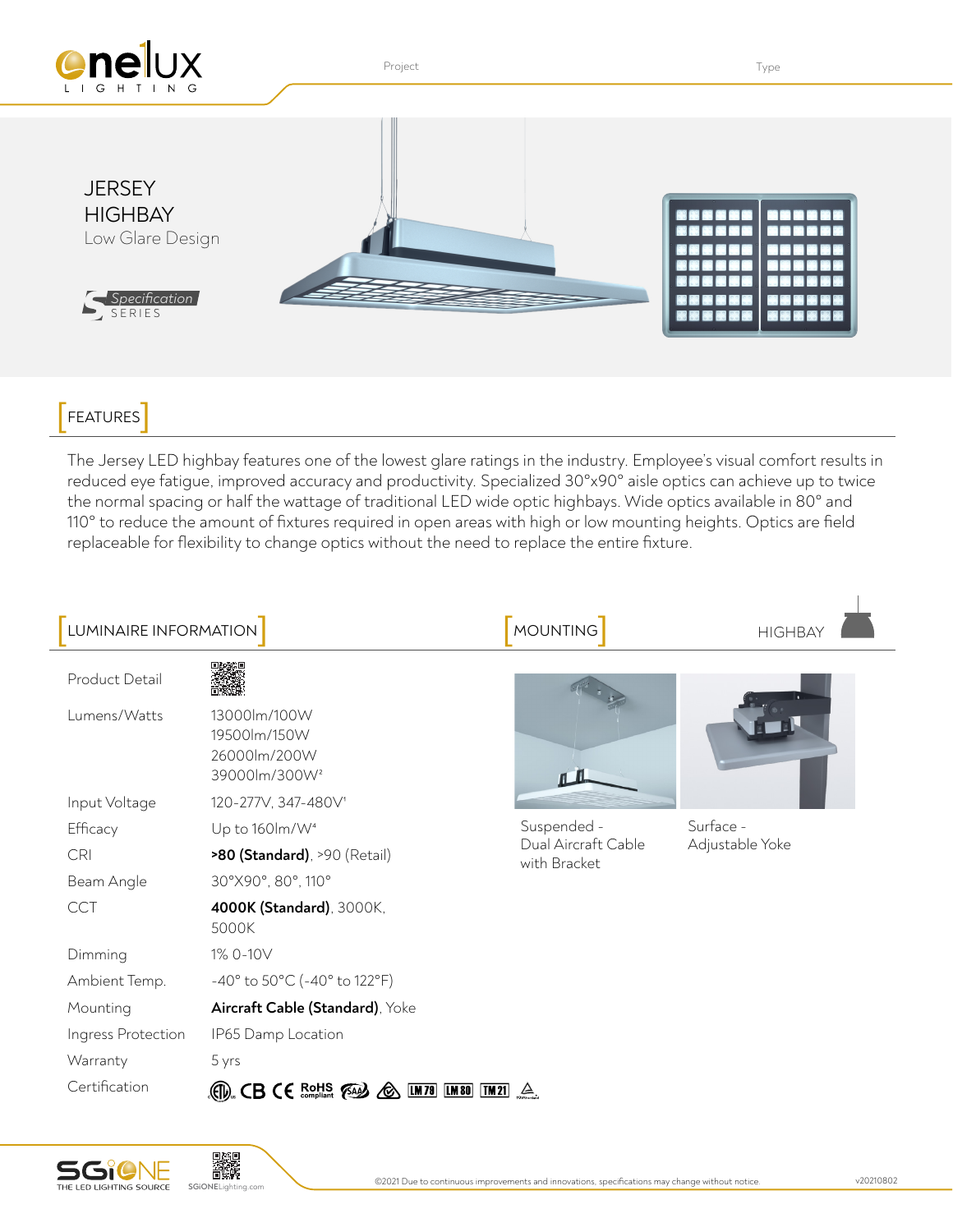Project

Type

# JERSEY HIGHBAY

Low Glare Design

Specification SERIES

## FEATURES

The Jersey LED highbay features one of the lowest glare ratings in the industry. Employee's visual comfort results in reduced eye fatigue, improved accuracy and productivity. Specialized 30°x90° aisle optics can achieve up to twice the normal spacing or half the wattage of traditional LED wide optic highbays. Wide optics available in 80° and 110° to reduce the amount of fixtures required in open areas with high or low mounting heights. Optics are field replaceable for flexibility to change optics without the need to replace the entire fixture.

## LUMINAIRE INFORMATION

| | |
|---|---|
| Product Detail | |
| Lumens/Watts | 13000lm/100W<br>19500lm/150W<br>26000lm/200W<br>39000lm/300W[2] |
| Input Voltage | 120-277V, 347-480V[1] |
| Efficacy | Up to 160lm/W[4] |
| CRI | **>80 (Standard)**, >90 (Retail) |
| Beam Angle | 30°X90°, 80°, 110° |
| CCT | **4000K (Standard)**, 3000K, 5000K |
| Dimming | 1% 0-10V |
| Ambient Temp. | -40° to 50°C (-40° to 122°F) |
| Mounting | **Aircraft Cable (Standard)**, Yoke |
| Ingress Protection | IP65 Damp Location |
| Warranty | 5 yrs |
| Certification | ETL, CB, CE, RoHS compliant, SAA, LM79, LM80, TM21 |

## MOUNTING

HIGHBAY

Suspended - Dual Aircraft Cable with Bracket

Surface - Adjustable Yoke

SGiONE THE LED LIGHTING SOURCE

SGiONELighting.com

©2021 Due to continuous improvements and innovations, specifications may change without notice.

v20210802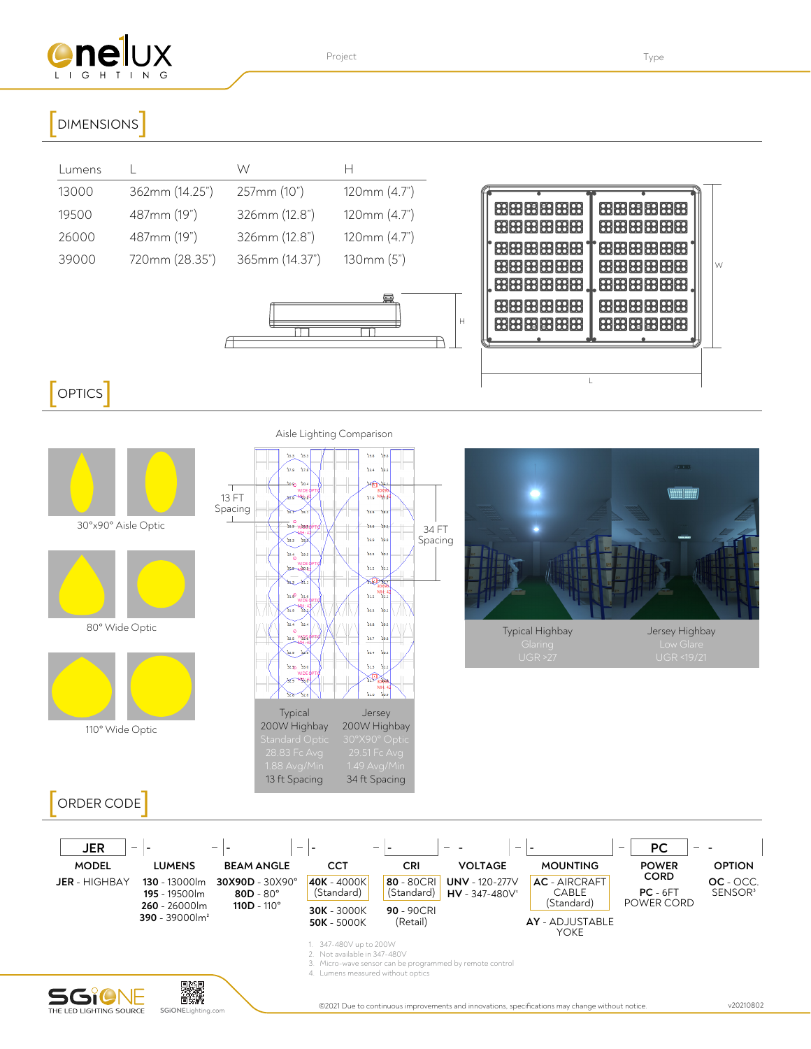Project

Type

## DIMENSIONS

| Lumens | L | W | H |
|---|---|---|---|
| 13000 | 362mm (14.25") | 257mm (10") | 120mm (4.7") |
| 19500 | 487mm (19") | 326mm (12.8") | 120mm (4.7") |
| 26000 | 487mm (19") | 326mm (12.8") | 120mm (4.7") |
| 39000 | 720mm (28.35") | 365mm (14.37") | 130mm (5") |

H

W

L

## OPTICS

30°x90° Aisle Optic

80° Wide Optic

110° Wide Optic

Aisle Lighting Comparison

13 FT Spacing

34 FT Spacing

Typical 200W Highbay Standard Optic 28.83 Fc Avg 1.88 Avg/Min 13 ft Spacing

Jersey 200W Highbay 30°X90° Optic 29.51 Fc Avg 1.49 Avg/Min 34 ft Spacing

Typical Highbay Glaring UGR >27

Jersey Highbay Low Glare UGR <19/21

## ORDER CODE

| JER | - | - | - | - | - | - | PC | - |
|---|---|---|---|---|---|---|---|---|
| **MODEL** | **LUMENS** | **BEAM ANGLE** | **CCT** | **CRI** | **VOLTAGE** | **MOUNTING** | **POWER CORD** | **OPTION** |
| **JER** - HIGHBAY | **130** - 13000lm<br>**195** - 19500lm<br>**260** - 26000lm<br>**390** - 39000lm[4] | **30X90D** - 30X90°<br>**80D** - 80°<br>**110D** - 110° | **40K** - 4000K (Standard)<br>**30K** - 3000K<br>**50K** - 5000K | **80** - 80CRI (Standard)<br>**90** - 90CRI (Retail) | **UNV** - 120-277V<br>**HV** - 347-480V[1] | **AC** - AIRCRAFT CABLE (Standard)<br>**AY** - ADJUSTABLE YOKE | **PC** - 6FT POWER CORD | **OC** - OCC. SENSOR[3] |

1. 347-480V up to 200W
2. Not available in 347-480V
3. Micro-wave sensor can be programmed by remote control
4. Lumens measured without optics

SGiONE THE LED LIGHTING SOURCE SGiONELighting.com

©2021 Due to continuous improvements and innovations, specifications may change without notice.

v20210802